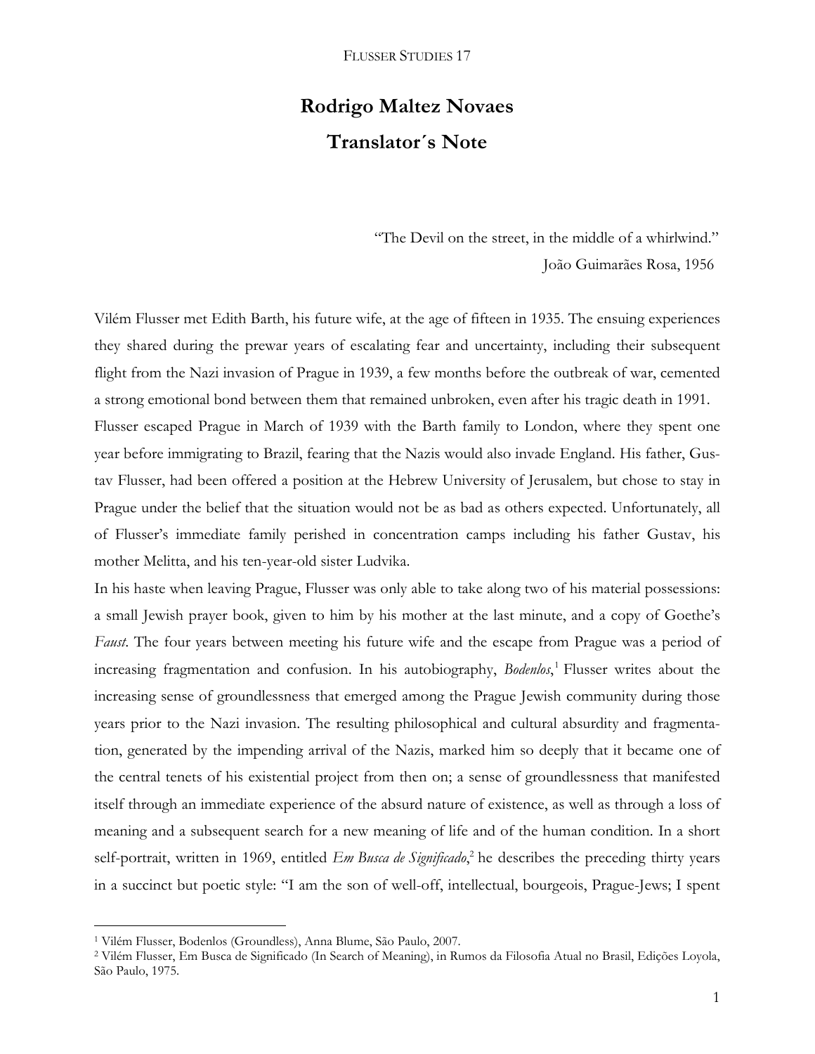# Rodrigo Maltez Novaes

## Translator´s Note

> "The Devil on the street, in the middle of a whirlwind."
>
> João Guimarães Rosa, 1956

Vilém Flusser met Edith Barth, his future wife, at the age of fifteen in 1935. The ensuing experiences they shared during the prewar years of escalating fear and uncertainty, including their subsequent flight from the Nazi invasion of Prague in 1939, a few months before the outbreak of war, cemented a strong emotional bond between them that remained unbroken, even after his tragic death in 1991.

Flusser escaped Prague in March of 1939 with the Barth family to London, where they spent one year before immigrating to Brazil, fearing that the Nazis would also invade England. His father, Gustav Flusser, had been offered a position at the Hebrew University of Jerusalem, but chose to stay in Prague under the belief that the situation would not be as bad as others expected. Unfortunately, all of Flusser's immediate family perished in concentration camps including his father Gustav, his mother Melitta, and his ten-year-old sister Ludvika.

In his haste when leaving Prague, Flusser was only able to take along two of his material possessions: a small Jewish prayer book, given to him by his mother at the last minute, and a copy of Goethe's *Faust*. The four years between meeting his future wife and the escape from Prague was a period of increasing fragmentation and confusion. In his autobiography, *Bodenlos*,[1] Flusser writes about the increasing sense of groundlessness that emerged among the Prague Jewish community during those years prior to the Nazi invasion. The resulting philosophical and cultural absurdity and fragmentation, generated by the impending arrival of the Nazis, marked him so deeply that it became one of the central tenets of his existential project from then on; a sense of groundlessness that manifested itself through an immediate experience of the absurd nature of existence, as well as through a loss of meaning and a subsequent search for a new meaning of life and of the human condition. In a short self-portrait, written in 1969, entitled *Em Busca de Significado*,[2] he describes the preceding thirty years in a succinct but poetic style: "I am the son of well-off, intellectual, bourgeois, Prague-Jews; I spent

---

[1] Vilém Flusser, Bodenlos (Groundless), Anna Blume, São Paulo, 2007.

[2] Vilém Flusser, Em Busca de Significado (In Search of Meaning), in Rumos da Filosofia Atual no Brasil, Edições Loyola, São Paulo, 1975.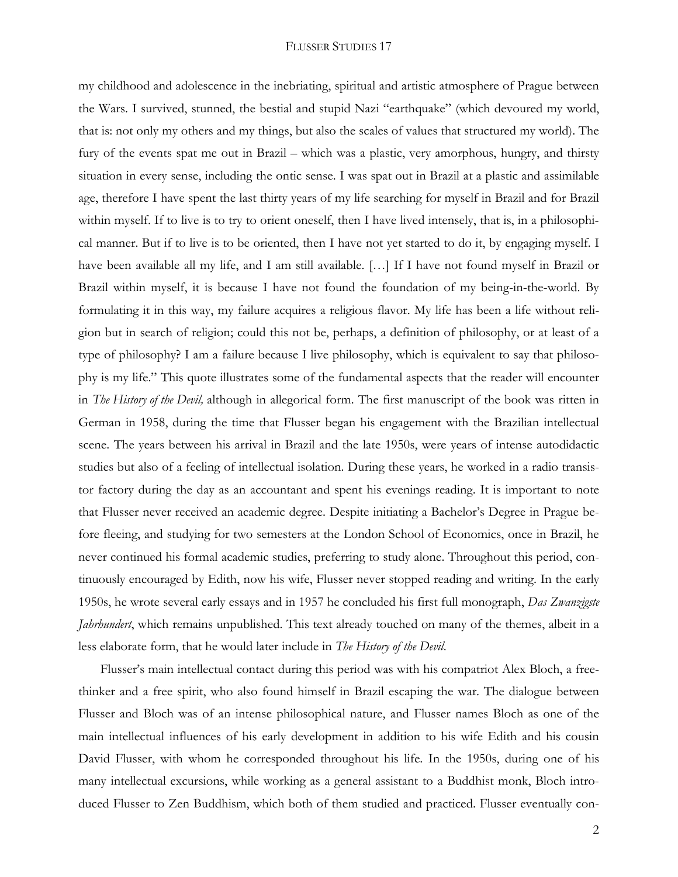my childhood and adolescence in the inebriating, spiritual and artistic atmosphere of Prague between the Wars. I survived, stunned, the bestial and stupid Nazi "earthquake" (which devoured my world, that is: not only my others and my things, but also the scales of values that structured my world). The fury of the events spat me out in Brazil – which was a plastic, very amorphous, hungry, and thirsty situation in every sense, including the ontic sense. I was spat out in Brazil at a plastic and assimilable age, therefore I have spent the last thirty years of my life searching for myself in Brazil and for Brazil within myself. If to live is to try to orient oneself, then I have lived intensely, that is, in a philosophical manner. But if to live is to be oriented, then I have not yet started to do it, by engaging myself. I have been available all my life, and I am still available. […] If I have not found myself in Brazil or Brazil within myself, it is because I have not found the foundation of my being-in-the-world. By formulating it in this way, my failure acquires a religious flavor. My life has been a life without religion but in search of religion; could this not be, perhaps, a definition of philosophy, or at least of a type of philosophy? I am a failure because I live philosophy, which is equivalent to say that philosophy is my life." This quote illustrates some of the fundamental aspects that the reader will encounter in *The History of the Devil,* although in allegorical form. The first manuscript of the book was ritten in German in 1958, during the time that Flusser began his engagement with the Brazilian intellectual scene. The years between his arrival in Brazil and the late 1950s, were years of intense autodidactic studies but also of a feeling of intellectual isolation. During these years, he worked in a radio transistor factory during the day as an accountant and spent his evenings reading. It is important to note that Flusser never received an academic degree. Despite initiating a Bachelor's Degree in Prague before fleeing, and studying for two semesters at the London School of Economics, once in Brazil, he never continued his formal academic studies, preferring to study alone. Throughout this period, continuously encouraged by Edith, now his wife, Flusser never stopped reading and writing. In the early 1950s, he wrote several early essays and in 1957 he concluded his first full monograph, *Das Zwanzigste Jahrhundert*, which remains unpublished. This text already touched on many of the themes, albeit in a less elaborate form, that he would later include in *The History of the Devil*.

Flusser's main intellectual contact during this period was with his compatriot Alex Bloch, a freethinker and a free spirit, who also found himself in Brazil escaping the war. The dialogue between Flusser and Bloch was of an intense philosophical nature, and Flusser names Bloch as one of the main intellectual influences of his early development in addition to his wife Edith and his cousin David Flusser, with whom he corresponded throughout his life. In the 1950s, during one of his many intellectual excursions, while working as a general assistant to a Buddhist monk, Bloch introduced Flusser to Zen Buddhism, which both of them studied and practiced. Flusser eventually con-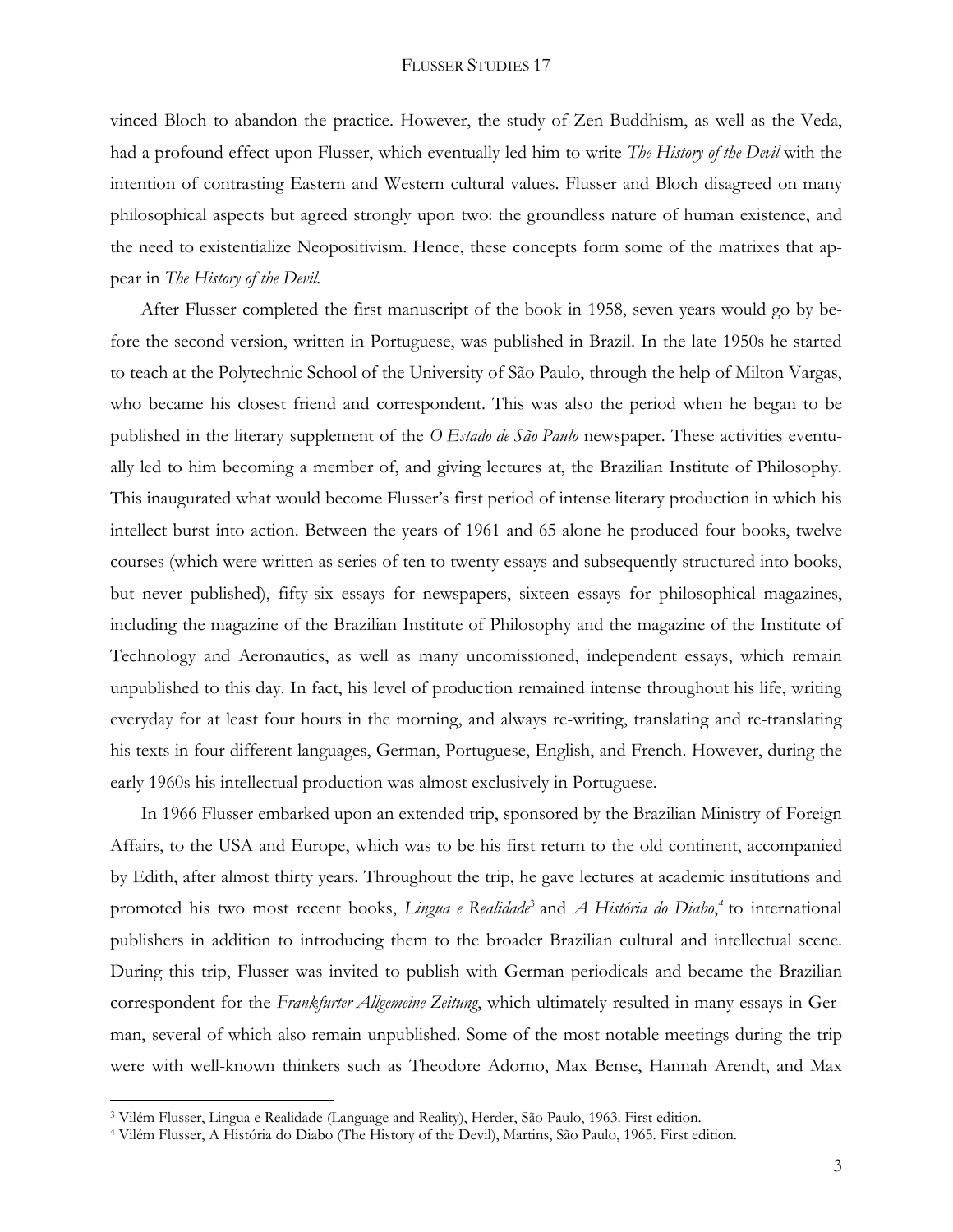vinced Bloch to abandon the practice. However, the study of Zen Buddhism, as well as the Veda, had a profound effect upon Flusser, which eventually led him to write *The History of the Devil* with the intention of contrasting Eastern and Western cultural values. Flusser and Bloch disagreed on many philosophical aspects but agreed strongly upon two: the groundless nature of human existence, and the need to existentialize Neopositivism. Hence, these concepts form some of the matrixes that appear in *The History of the Devil.*

After Flusser completed the first manuscript of the book in 1958, seven years would go by before the second version, written in Portuguese, was published in Brazil. In the late 1950s he started to teach at the Polytechnic School of the University of São Paulo, through the help of Milton Vargas, who became his closest friend and correspondent. This was also the period when he began to be published in the literary supplement of the *O Estado de São Paulo* newspaper. These activities eventually led to him becoming a member of, and giving lectures at, the Brazilian Institute of Philosophy. This inaugurated what would become Flusser's first period of intense literary production in which his intellect burst into action. Between the years of 1961 and 65 alone he produced four books, twelve courses (which were written as series of ten to twenty essays and subsequently structured into books, but never published), fifty-six essays for newspapers, sixteen essays for philosophical magazines, including the magazine of the Brazilian Institute of Philosophy and the magazine of the Institute of Technology and Aeronautics, as well as many uncomissioned, independent essays, which remain unpublished to this day. In fact, his level of production remained intense throughout his life, writing everyday for at least four hours in the morning, and always re-writing, translating and re-translating his texts in four different languages, German, Portuguese, English, and French. However, during the early 1960s his intellectual production was almost exclusively in Portuguese.

In 1966 Flusser embarked upon an extended trip, sponsored by the Brazilian Ministry of Foreign Affairs, to the USA and Europe, which was to be his first return to the old continent, accompanied by Edith, after almost thirty years. Throughout the trip, he gave lectures at academic institutions and promoted his two most recent books, *Lingua e Realidade*[3] and *A História do Diabo*,[4] to international publishers in addition to introducing them to the broader Brazilian cultural and intellectual scene. During this trip, Flusser was invited to publish with German periodicals and became the Brazilian correspondent for the *Frankfurter Allgemeine Zeitung*, which ultimately resulted in many essays in German, several of which also remain unpublished. Some of the most notable meetings during the trip were with well-known thinkers such as Theodore Adorno, Max Bense, Hannah Arendt, and Max

---

[3] Vilém Flusser, Lingua e Realidade (Language and Reality), Herder, São Paulo, 1963. First edition.

[4] Vilém Flusser, A História do Diabo (The History of the Devil), Martins, São Paulo, 1965. First edition.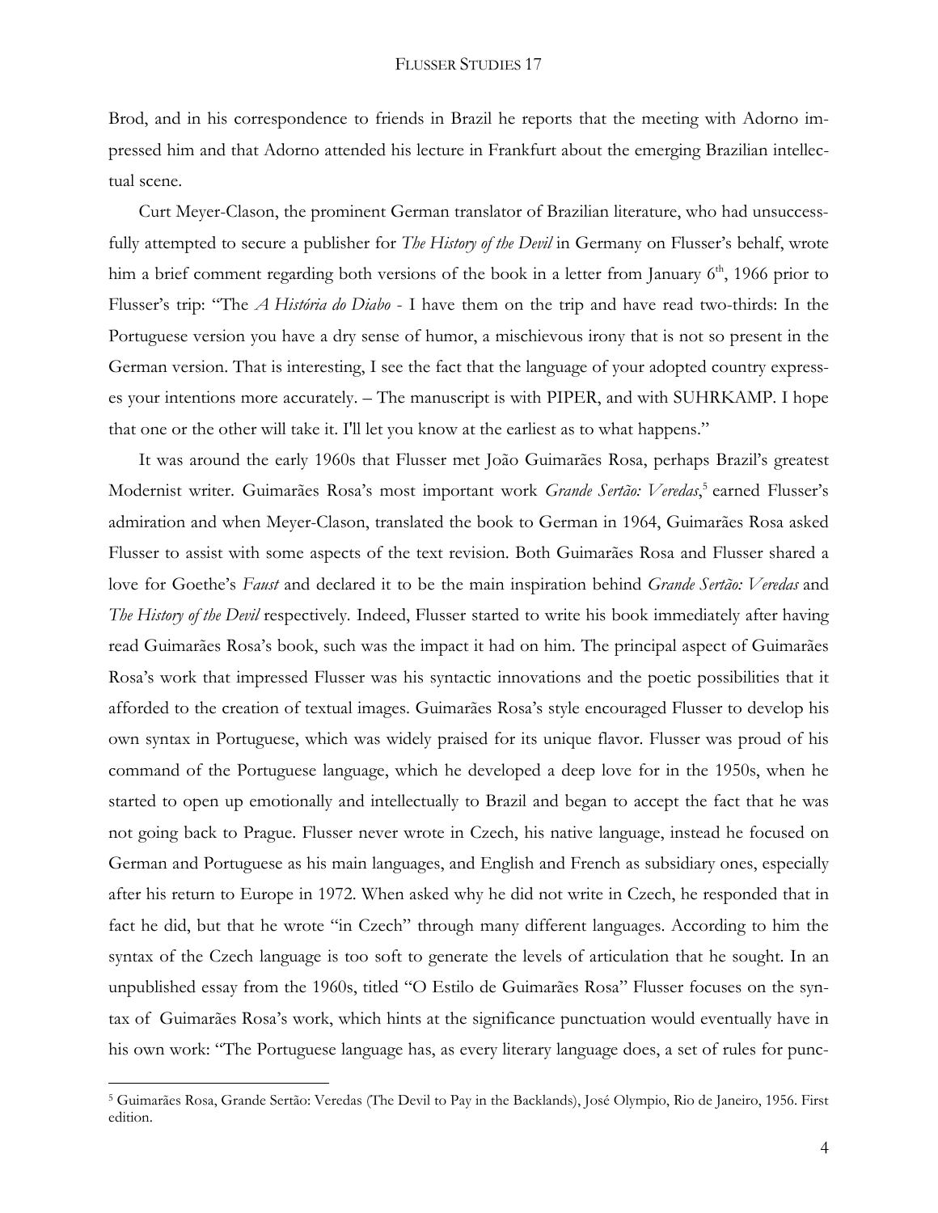Brod, and in his correspondence to friends in Brazil he reports that the meeting with Adorno impressed him and that Adorno attended his lecture in Frankfurt about the emerging Brazilian intellectual scene.

Curt Meyer-Clason, the prominent German translator of Brazilian literature, who had unsuccessfully attempted to secure a publisher for *The History of the Devil* in Germany on Flusser's behalf, wrote him a brief comment regarding both versions of the book in a letter from January 6th, 1966 prior to Flusser's trip: "The *A História do Diabo* - I have them on the trip and have read two-thirds: In the Portuguese version you have a dry sense of humor, a mischievous irony that is not so present in the German version. That is interesting, I see the fact that the language of your adopted country expresses your intentions more accurately. – The manuscript is with PIPER, and with SUHRKAMP. I hope that one or the other will take it. I'll let you know at the earliest as to what happens."

It was around the early 1960s that Flusser met João Guimarães Rosa, perhaps Brazil's greatest Modernist writer. Guimarães Rosa's most important work *Grande Sertão: Veredas*,[5] earned Flusser's admiration and when Meyer-Clason, translated the book to German in 1964, Guimarães Rosa asked Flusser to assist with some aspects of the text revision. Both Guimarães Rosa and Flusser shared a love for Goethe's *Faust* and declared it to be the main inspiration behind *Grande Sertão: Veredas* and *The History of the Devil* respectively. Indeed, Flusser started to write his book immediately after having read Guimarães Rosa's book, such was the impact it had on him. The principal aspect of Guimarães Rosa's work that impressed Flusser was his syntactic innovations and the poetic possibilities that it afforded to the creation of textual images. Guimarães Rosa's style encouraged Flusser to develop his own syntax in Portuguese, which was widely praised for its unique flavor. Flusser was proud of his command of the Portuguese language, which he developed a deep love for in the 1950s, when he started to open up emotionally and intellectually to Brazil and began to accept the fact that he was not going back to Prague. Flusser never wrote in Czech, his native language, instead he focused on German and Portuguese as his main languages, and English and French as subsidiary ones, especially after his return to Europe in 1972. When asked why he did not write in Czech, he responded that in fact he did, but that he wrote "in Czech" through many different languages. According to him the syntax of the Czech language is too soft to generate the levels of articulation that he sought. In an unpublished essay from the 1960s, titled "O Estilo de Guimarães Rosa" Flusser focuses on the syntax of Guimarães Rosa's work, which hints at the significance punctuation would eventually have in his own work: "The Portuguese language has, as every literary language does, a set of rules for punc-

[5] Guimarães Rosa, Grande Sertão: Veredas (The Devil to Pay in the Backlands), José Olympio, Rio de Janeiro, 1956. First edition.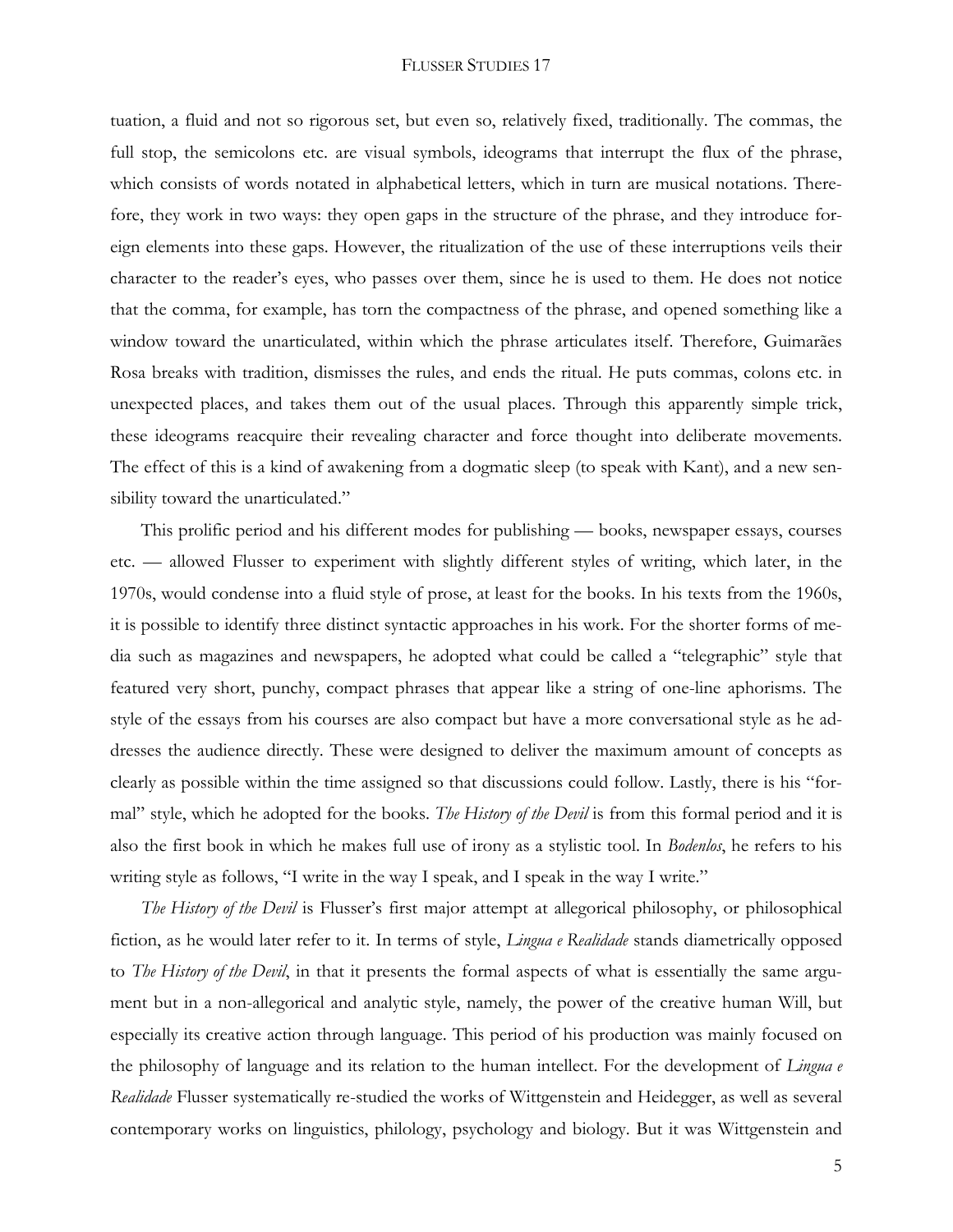tuation, a fluid and not so rigorous set, but even so, relatively fixed, traditionally. The commas, the full stop, the semicolons etc. are visual symbols, ideograms that interrupt the flux of the phrase, which consists of words notated in alphabetical letters, which in turn are musical notations. Therefore, they work in two ways: they open gaps in the structure of the phrase, and they introduce foreign elements into these gaps. However, the ritualization of the use of these interruptions veils their character to the reader's eyes, who passes over them, since he is used to them. He does not notice that the comma, for example, has torn the compactness of the phrase, and opened something like a window toward the unarticulated, within which the phrase articulates itself. Therefore, Guimarães Rosa breaks with tradition, dismisses the rules, and ends the ritual. He puts commas, colons etc. in unexpected places, and takes them out of the usual places. Through this apparently simple trick, these ideograms reacquire their revealing character and force thought into deliberate movements. The effect of this is a kind of awakening from a dogmatic sleep (to speak with Kant), and a new sensibility toward the unarticulated."

This prolific period and his different modes for publishing — books, newspaper essays, courses etc. — allowed Flusser to experiment with slightly different styles of writing, which later, in the 1970s, would condense into a fluid style of prose, at least for the books. In his texts from the 1960s, it is possible to identify three distinct syntactic approaches in his work. For the shorter forms of media such as magazines and newspapers, he adopted what could be called a "telegraphic" style that featured very short, punchy, compact phrases that appear like a string of one-line aphorisms. The style of the essays from his courses are also compact but have a more conversational style as he addresses the audience directly. These were designed to deliver the maximum amount of concepts as clearly as possible within the time assigned so that discussions could follow. Lastly, there is his "formal" style, which he adopted for the books. *The History of the Devil* is from this formal period and it is also the first book in which he makes full use of irony as a stylistic tool. In *Bodenlos*, he refers to his writing style as follows, "I write in the way I speak, and I speak in the way I write."

*The History of the Devil* is Flusser's first major attempt at allegorical philosophy, or philosophical fiction, as he would later refer to it. In terms of style, *Lingua e Realidade* stands diametrically opposed to *The History of the Devil*, in that it presents the formal aspects of what is essentially the same argument but in a non-allegorical and analytic style, namely, the power of the creative human Will, but especially its creative action through language. This period of his production was mainly focused on the philosophy of language and its relation to the human intellect. For the development of *Lingua e Realidade* Flusser systematically re-studied the works of Wittgenstein and Heidegger, as well as several contemporary works on linguistics, philology, psychology and biology. But it was Wittgenstein and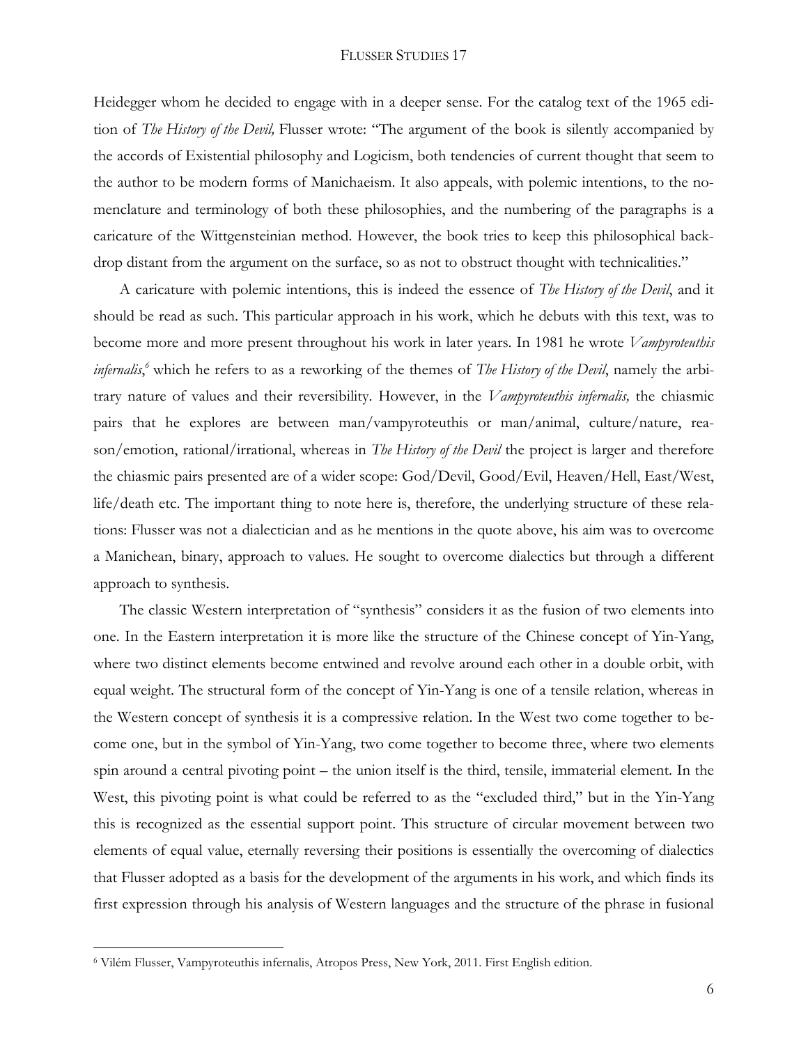Heidegger whom he decided to engage with in a deeper sense. For the catalog text of the 1965 edition of *The History of the Devil,* Flusser wrote: "The argument of the book is silently accompanied by the accords of Existential philosophy and Logicism, both tendencies of current thought that seem to the author to be modern forms of Manichaeism. It also appeals, with polemic intentions, to the nomenclature and terminology of both these philosophies, and the numbering of the paragraphs is a caricature of the Wittgensteinian method. However, the book tries to keep this philosophical backdrop distant from the argument on the surface, so as not to obstruct thought with technicalities."

A caricature with polemic intentions, this is indeed the essence of *The History of the Devil*, and it should be read as such. This particular approach in his work, which he debuts with this text, was to become more and more present throughout his work in later years. In 1981 he wrote *Vampyroteuthis infernalis*,[6] which he refers to as a reworking of the themes of *The History of the Devil*, namely the arbitrary nature of values and their reversibility. However, in the *Vampyroteuthis infernalis,* the chiasmic pairs that he explores are between man/vampyroteuthis or man/animal, culture/nature, reason/emotion, rational/irrational, whereas in *The History of the Devil* the project is larger and therefore the chiasmic pairs presented are of a wider scope: God/Devil, Good/Evil, Heaven/Hell, East/West, life/death etc. The important thing to note here is, therefore, the underlying structure of these relations: Flusser was not a dialectician and as he mentions in the quote above, his aim was to overcome a Manichean, binary, approach to values. He sought to overcome dialectics but through a different approach to synthesis.

The classic Western interpretation of "synthesis" considers it as the fusion of two elements into one. In the Eastern interpretation it is more like the structure of the Chinese concept of Yin-Yang, where two distinct elements become entwined and revolve around each other in a double orbit, with equal weight. The structural form of the concept of Yin-Yang is one of a tensile relation, whereas in the Western concept of synthesis it is a compressive relation. In the West two come together to become one, but in the symbol of Yin-Yang, two come together to become three, where two elements spin around a central pivoting point – the union itself is the third, tensile, immaterial element. In the West, this pivoting point is what could be referred to as the "excluded third," but in the Yin-Yang this is recognized as the essential support point. This structure of circular movement between two elements of equal value, eternally reversing their positions is essentially the overcoming of dialectics that Flusser adopted as a basis for the development of the arguments in his work, and which finds its first expression through his analysis of Western languages and the structure of the phrase in fusional

[6] Vilém Flusser, Vampyroteuthis infernalis, Atropos Press, New York, 2011. First English edition.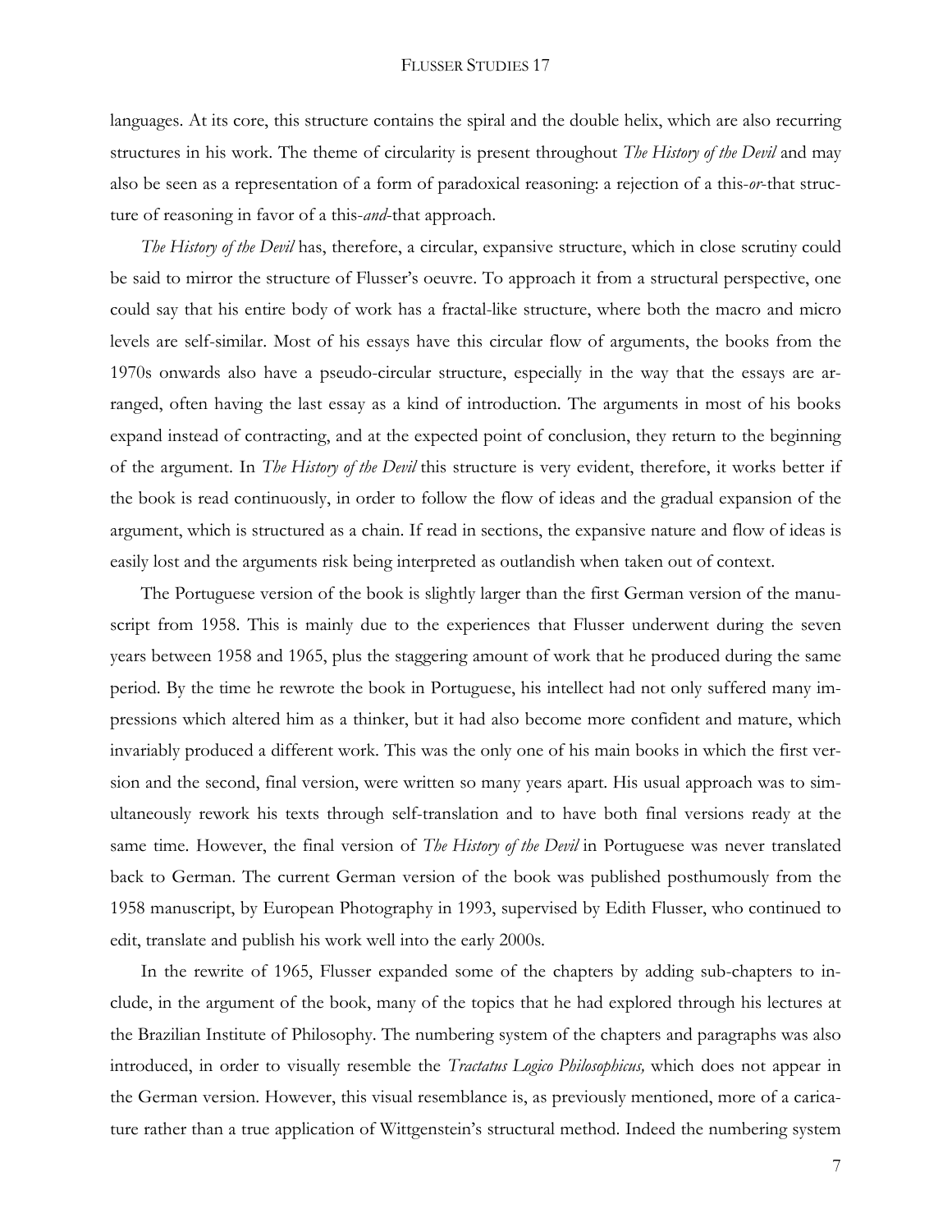languages. At its core, this structure contains the spiral and the double helix, which are also recurring structures in his work. The theme of circularity is present throughout *The History of the Devil* and may also be seen as a representation of a form of paradoxical reasoning: a rejection of a this-*or*-that structure of reasoning in favor of a this-*and*-that approach.

*The History of the Devil* has, therefore, a circular, expansive structure, which in close scrutiny could be said to mirror the structure of Flusser's oeuvre. To approach it from a structural perspective, one could say that his entire body of work has a fractal-like structure, where both the macro and micro levels are self-similar. Most of his essays have this circular flow of arguments, the books from the 1970s onwards also have a pseudo-circular structure, especially in the way that the essays are arranged, often having the last essay as a kind of introduction. The arguments in most of his books expand instead of contracting, and at the expected point of conclusion, they return to the beginning of the argument. In *The History of the Devil* this structure is very evident, therefore, it works better if the book is read continuously, in order to follow the flow of ideas and the gradual expansion of the argument, which is structured as a chain. If read in sections, the expansive nature and flow of ideas is easily lost and the arguments risk being interpreted as outlandish when taken out of context.

The Portuguese version of the book is slightly larger than the first German version of the manuscript from 1958. This is mainly due to the experiences that Flusser underwent during the seven years between 1958 and 1965, plus the staggering amount of work that he produced during the same period. By the time he rewrote the book in Portuguese, his intellect had not only suffered many impressions which altered him as a thinker, but it had also become more confident and mature, which invariably produced a different work. This was the only one of his main books in which the first version and the second, final version, were written so many years apart. His usual approach was to simultaneously rework his texts through self-translation and to have both final versions ready at the same time. However, the final version of *The History of the Devil* in Portuguese was never translated back to German. The current German version of the book was published posthumously from the 1958 manuscript, by European Photography in 1993, supervised by Edith Flusser, who continued to edit, translate and publish his work well into the early 2000s.

In the rewrite of 1965, Flusser expanded some of the chapters by adding sub-chapters to include, in the argument of the book, many of the topics that he had explored through his lectures at the Brazilian Institute of Philosophy. The numbering system of the chapters and paragraphs was also introduced, in order to visually resemble the *Tractatus Logico Philosophicus,* which does not appear in the German version. However, this visual resemblance is, as previously mentioned, more of a caricature rather than a true application of Wittgenstein's structural method. Indeed the numbering system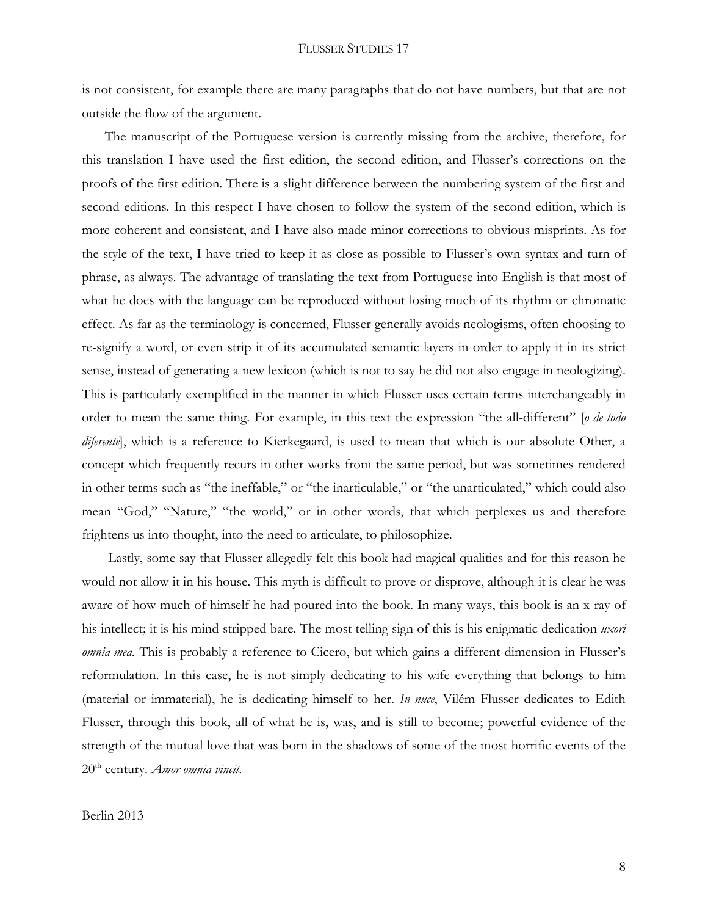is not consistent, for example there are many paragraphs that do not have numbers, but that are not outside the flow of the argument.

The manuscript of the Portuguese version is currently missing from the archive, therefore, for this translation I have used the first edition, the second edition, and Flusser's corrections on the proofs of the first edition. There is a slight difference between the numbering system of the first and second editions. In this respect I have chosen to follow the system of the second edition, which is more coherent and consistent, and I have also made minor corrections to obvious misprints. As for the style of the text, I have tried to keep it as close as possible to Flusser's own syntax and turn of phrase, as always. The advantage of translating the text from Portuguese into English is that most of what he does with the language can be reproduced without losing much of its rhythm or chromatic effect. As far as the terminology is concerned, Flusser generally avoids neologisms, often choosing to re-signify a word, or even strip it of its accumulated semantic layers in order to apply it in its strict sense, instead of generating a new lexicon (which is not to say he did not also engage in neologizing). This is particularly exemplified in the manner in which Flusser uses certain terms interchangeably in order to mean the same thing. For example, in this text the expression "the all-different" [*o de todo diferente*], which is a reference to Kierkegaard, is used to mean that which is our absolute Other, a concept which frequently recurs in other works from the same period, but was sometimes rendered in other terms such as "the ineffable," or "the inarticulable," or "the unarticulated," which could also mean "God," "Nature," "the world," or in other words, that which perplexes us and therefore frightens us into thought, into the need to articulate, to philosophize.

Lastly, some say that Flusser allegedly felt this book had magical qualities and for this reason he would not allow it in his house. This myth is difficult to prove or disprove, although it is clear he was aware of how much of himself he had poured into the book. In many ways, this book is an x-ray of his intellect; it is his mind stripped bare. The most telling sign of this is his enigmatic dedication *uxori omnia mea*. This is probably a reference to Cicero, but which gains a different dimension in Flusser's reformulation. In this case, he is not simply dedicating to his wife everything that belongs to him (material or immaterial), he is dedicating himself to her. *In nuce*, Vilém Flusser dedicates to Edith Flusser, through this book, all of what he is, was, and is still to become; powerful evidence of the strength of the mutual love that was born in the shadows of some of the most horrific events of the 20th century. *Amor omnia vincit*.

Berlin 2013